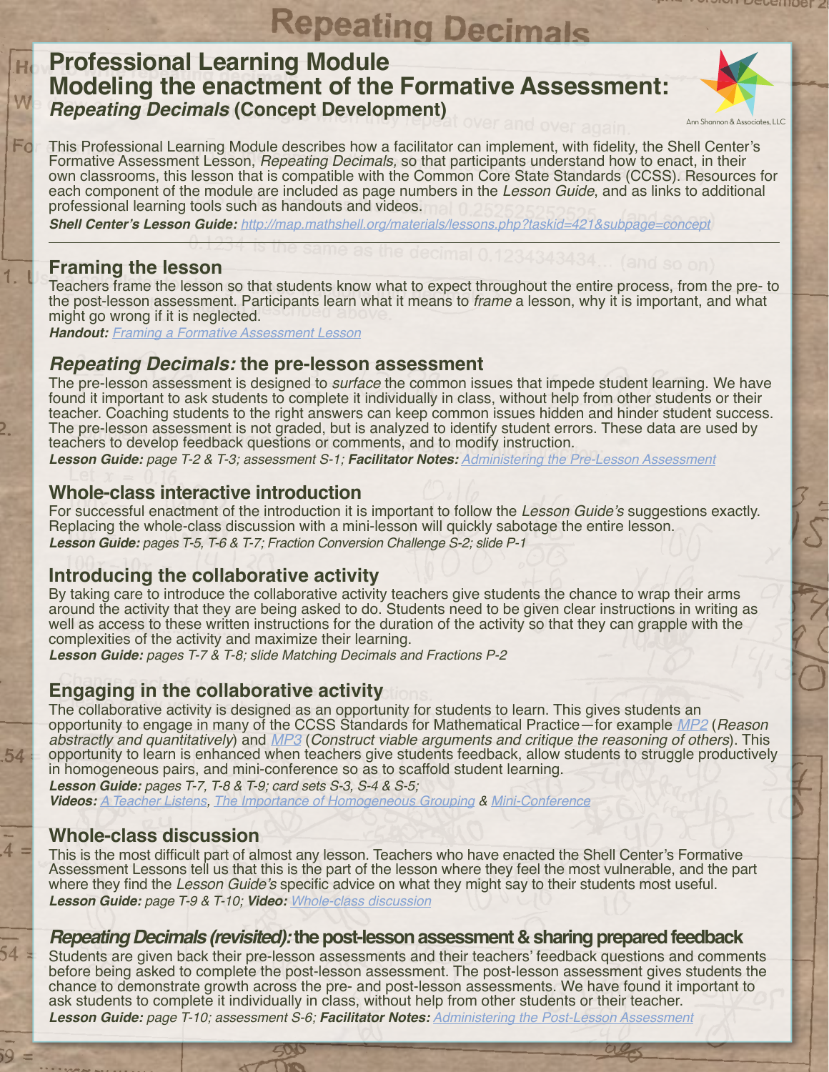# Professional Learning Module
# Modeling the enactment of the Formative Assessment: *Repeating Decimals* (Concept Development)

Ann Shannon & Associates, LLC

This Professional Learning Module describes how a facilitator can implement, with fidelity, the Shell Center's Formative Assessment Lesson, *Repeating Decimals,* so that participants understand how to enact, in their own classrooms, this lesson that is compatible with the Common Core State Standards (CCSS). Resources for each component of the module are included as page numbers in the *Lesson Guide*, and as links to additional professional learning tools such as handouts and videos.

***Shell Center's Lesson Guide:*** *http://map.mathshell.org/materials/lessons.php?taskid=421&subpage=concept*

---

## Framing the lesson

Teachers frame the lesson so that students know what to expect throughout the entire process, from the pre- to the post-lesson assessment. Participants learn what it means to *frame* a lesson, why it is important, and what might go wrong if it is neglected.

***Handout:*** *Framing a Formative Assessment Lesson*

## *Repeating Decimals:* the pre-lesson assessment

The pre-lesson assessment is designed to *surface* the common issues that impede student learning. We have found it important to ask students to complete it individually in class, without help from other students or their teacher. Coaching students to the right answers can keep common issues hidden and hinder student success. The pre-lesson assessment is not graded, but is analyzed to identify student errors. These data are used by teachers to develop feedback questions or comments, and to modify instruction.

***Lesson Guide:*** *page T-2 & T-3; assessment S-1;* ***Facilitator Notes:*** *Administering the Pre-Lesson Assessment*

## Whole-class interactive introduction

For successful enactment of the introduction it is important to follow the *Lesson Guide's* suggestions exactly. Replacing the whole-class discussion with a mini-lesson will quickly sabotage the entire lesson.

***Lesson Guide:*** *pages T-5, T-6 & T-7; Fraction Conversion Challenge S-2; slide P-1*

## Introducing the collaborative activity

By taking care to introduce the collaborative activity teachers give students the chance to wrap their arms around the activity that they are being asked to do. Students need to be given clear instructions in writing as well as access to these written instructions for the duration of the activity so that they can grapple with the complexities of the activity and maximize their learning.

***Lesson Guide:*** *pages T-7 & T-8; slide Matching Decimals and Fractions P-2*

## Engaging in the collaborative activity

The collaborative activity is designed as an opportunity for students to learn. This gives students an opportunity to engage in many of the CCSS Standards for Mathematical Practice—for example *MP2* (*Reason abstractly and quantitatively*) and *MP3* (*Construct viable arguments and critique the reasoning of others*). This opportunity to learn is enhanced when teachers give students feedback, allow students to struggle productively in homogeneous pairs, and mini-conference so as to scaffold student learning.

***Lesson Guide:*** *pages T-7, T-8 & T-9; card sets S-3, S-4 & S-5;*

***Videos:*** *A Teacher Listens*, *The Importance of Homogeneous Grouping* & *Mini-Conference*

## Whole-class discussion

This is the most difficult part of almost any lesson. Teachers who have enacted the Shell Center's Formative Assessment Lessons tell us that this is the part of the lesson where they feel the most vulnerable, and the part where they find the *Lesson Guide's* specific advice on what they might say to their students most useful.

***Lesson Guide:*** *page T-9 & T-10;* ***Video:*** *Whole-class discussion*

## *Repeating Decimals (revisited):* the post-lesson assessment & sharing prepared feedback

Students are given back their pre-lesson assessments and their teachers' feedback questions and comments before being asked to complete the post-lesson assessment. The post-lesson assessment gives students the chance to demonstrate growth across the pre- and post-lesson assessments. We have found it important to ask students to complete it individually in class, without help from other students or their teacher.

***Lesson Guide:*** *page T-10; assessment S-6;* ***Facilitator Notes:*** *Administering the Post-Lesson Assessment*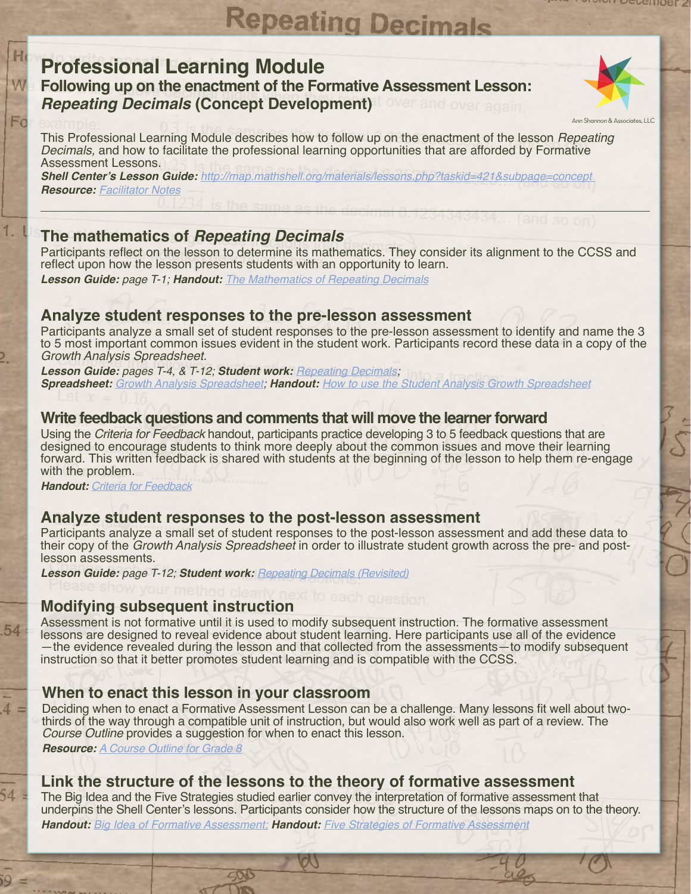# Professional Learning Module

## Following up on the enactment of the Formative Assessment Lesson: *Repeating Decimals* (Concept Development)

Ann Shannon & Associates, LLC

This Professional Learning Module describes how to follow up on the enactment of the lesson *Repeating Decimals,* and how to facilitate the professional learning opportunities that are afforded by Formative Assessment Lessons.

***Shell Center's Lesson Guide:*** *http://map.mathshell.org/materials/lessons.php?taskid=421&subpage=concept*
***Resource:*** *Facilitator Notes*

---

## The mathematics of *Repeating Decimals*

Participants reflect on the lesson to determine its mathematics. They consider its alignment to the CCSS and reflect upon how the lesson presents students with an opportunity to learn.

***Lesson Guide:*** *page T-1;* ***Handout:*** *The Mathematics of Repeating Decimals*

## Analyze student responses to the pre-lesson assessment

Participants analyze a small set of student responses to the pre-lesson assessment to identify and name the 3 to 5 most important common issues evident in the student work. Participants record these data in a copy of the *Growth Analysis Spreadsheet.*

***Lesson Guide:*** *pages T-4, & T-12;* ***Student work:*** *Repeating Decimals;*
***Spreadsheet:*** *Growth Analysis Spreadsheet;* ***Handout:*** *How to use the Student Analysis Growth Spreadsheet*

## Write feedback questions and comments that will move the learner forward

Using the *Criteria for Feedback* handout, participants practice developing 3 to 5 feedback questions that are designed to encourage students to think more deeply about the common issues and move their learning forward. This written feedback is shared with students at the beginning of the lesson to help them re-engage with the problem.

***Handout:*** *Criteria for Feedback*

## Analyze student responses to the post-lesson assessment

Participants analyze a small set of student responses to the post-lesson assessment and add these data to their copy of the *Growth Analysis Spreadsheet* in order to illustrate student growth across the pre- and post-lesson assessments.

***Lesson Guide:*** *page T-12;* ***Student work:*** *Repeating Decimals (Revisited)*

## Modifying subsequent instruction

Assessment is not formative until it is used to modify subsequent instruction. The formative assessment lessons are designed to reveal evidence about student learning. Here participants use all of the evidence—the evidence revealed during the lesson and that collected from the assessments—to modify subsequent instruction so that it better promotes student learning and is compatible with the CCSS.

## When to enact this lesson in your classroom

Deciding when to enact a Formative Assessment Lesson can be a challenge. Many lessons fit well about two-thirds of the way through a compatible unit of instruction, but would also work well as part of a review. The *Course Outline* provides a suggestion for when to enact this lesson.

***Resource:*** *A Course Outline for Grade 8*

## Link the structure of the lessons to the theory of formative assessment

The Big Idea and the Five Strategies studied earlier convey the interpretation of formative assessment that underpins the Shell Center's lessons. Participants consider how the structure of the lessons maps on to the theory.

***Handout:*** *Big Idea of Formative Assessment;* ***Handout:*** *Five Strategies of Formative Assessment*